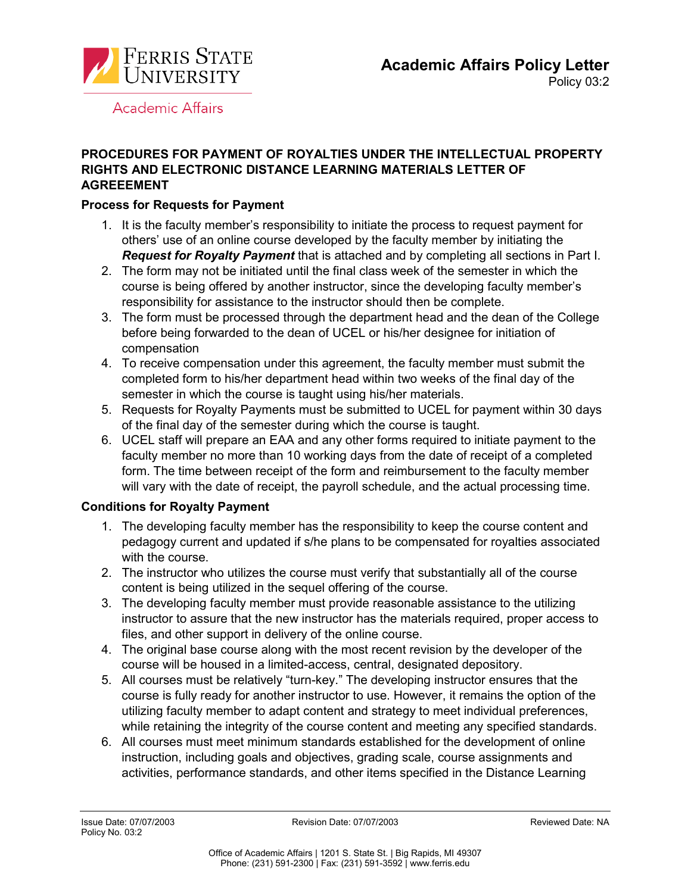# Academic Affairs Policy Letter

Policy 03:2

## PROCEDURES FOR PAYMENT OF ROYALTIES UNDER THE INTELLECTUAL PROPERTY RIGHTS AND ELECTRONIC DISTANCE LEARNING MATERIALS LETTER OF AGREEEMENT

### Process for Requests for Payment

1. It is the faculty member's responsibility to initiate the process to request payment for others' use of an online course developed by the faculty member by initiating the ***Request for Royalty Payment*** that is attached and by completing all sections in Part I.
2. The form may not be initiated until the final class week of the semester in which the course is being offered by another instructor, since the developing faculty member's responsibility for assistance to the instructor should then be complete.
3. The form must be processed through the department head and the dean of the College before being forwarded to the dean of UCEL or his/her designee for initiation of compensation
4. To receive compensation under this agreement, the faculty member must submit the completed form to his/her department head within two weeks of the final day of the semester in which the course is taught using his/her materials.
5. Requests for Royalty Payments must be submitted to UCEL for payment within 30 days of the final day of the semester during which the course is taught.
6. UCEL staff will prepare an EAA and any other forms required to initiate payment to the faculty member no more than 10 working days from the date of receipt of a completed form. The time between receipt of the form and reimbursement to the faculty member will vary with the date of receipt, the payroll schedule, and the actual processing time.

### Conditions for Royalty Payment

1. The developing faculty member has the responsibility to keep the course content and pedagogy current and updated if s/he plans to be compensated for royalties associated with the course.
2. The instructor who utilizes the course must verify that substantially all of the course content is being utilized in the sequel offering of the course.
3. The developing faculty member must provide reasonable assistance to the utilizing instructor to assure that the new instructor has the materials required, proper access to files, and other support in delivery of the online course.
4. The original base course along with the most recent revision by the developer of the course will be housed in a limited-access, central, designated depository.
5. All courses must be relatively "turn-key." The developing instructor ensures that the course is fully ready for another instructor to use. However, it remains the option of the utilizing faculty member to adapt content and strategy to meet individual preferences, while retaining the integrity of the course content and meeting any specified standards.
6. All courses must meet minimum standards established for the development of online instruction, including goals and objectives, grading scale, course assignments and activities, performance standards, and other items specified in the Distance Learning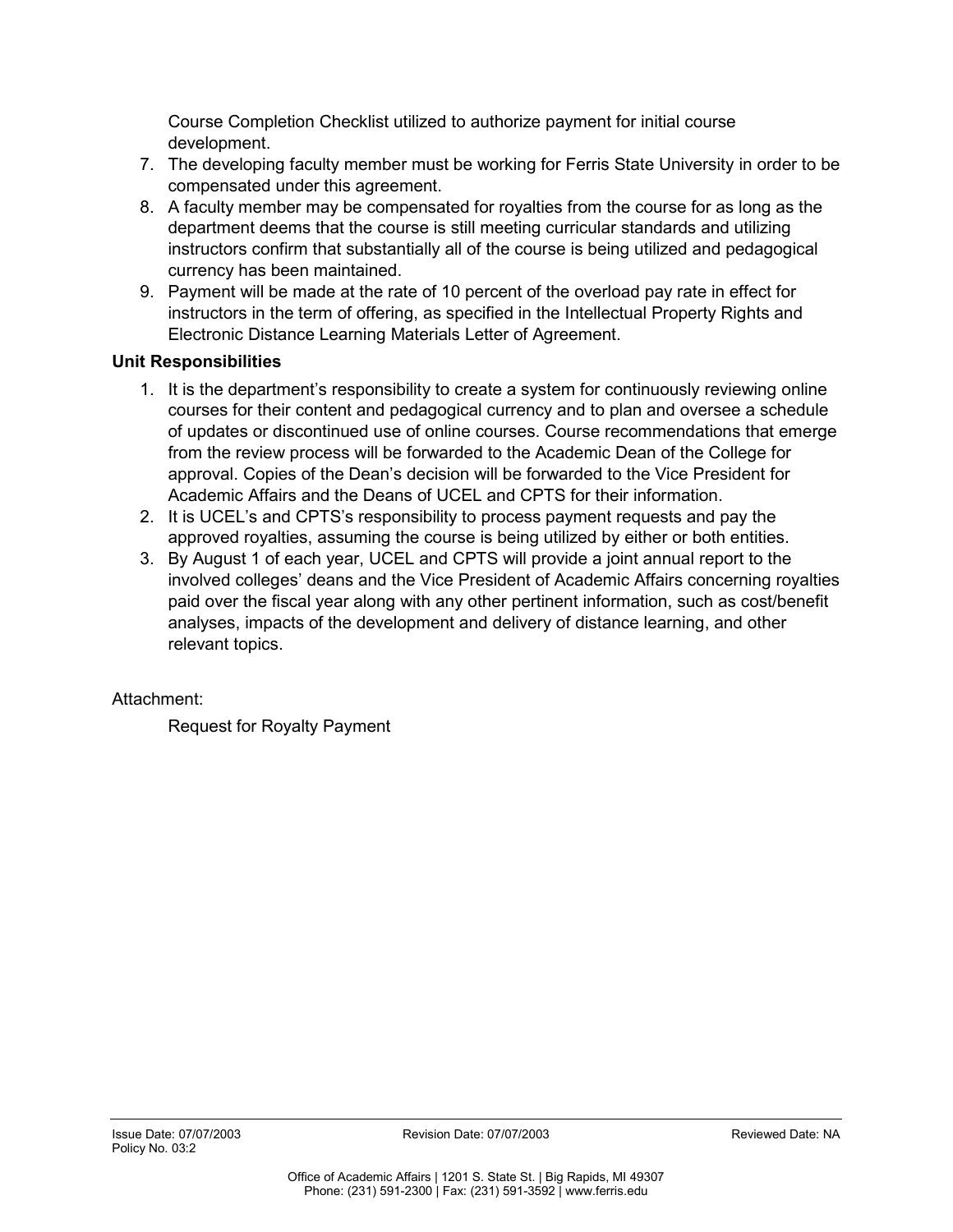Course Completion Checklist utilized to authorize payment for initial course development.

7. The developing faculty member must be working for Ferris State University in order to be compensated under this agreement.
8. A faculty member may be compensated for royalties from the course for as long as the department deems that the course is still meeting curricular standards and utilizing instructors confirm that substantially all of the course is being utilized and pedagogical currency has been maintained.
9. Payment will be made at the rate of 10 percent of the overload pay rate in effect for instructors in the term of offering, as specified in the Intellectual Property Rights and Electronic Distance Learning Materials Letter of Agreement.

**Unit Responsibilities**

1. It is the department's responsibility to create a system for continuously reviewing online courses for their content and pedagogical currency and to plan and oversee a schedule of updates or discontinued use of online courses. Course recommendations that emerge from the review process will be forwarded to the Academic Dean of the College for approval. Copies of the Dean's decision will be forwarded to the Vice President for Academic Affairs and the Deans of UCEL and CPTS for their information.
2. It is UCEL's and CPTS's responsibility to process payment requests and pay the approved royalties, assuming the course is being utilized by either or both entities.
3. By August 1 of each year, UCEL and CPTS will provide a joint annual report to the involved colleges' deans and the Vice President of Academic Affairs concerning royalties paid over the fiscal year along with any other pertinent information, such as cost/benefit analyses, impacts of the development and delivery of distance learning, and other relevant topics.

Attachment:

Request for Royalty Payment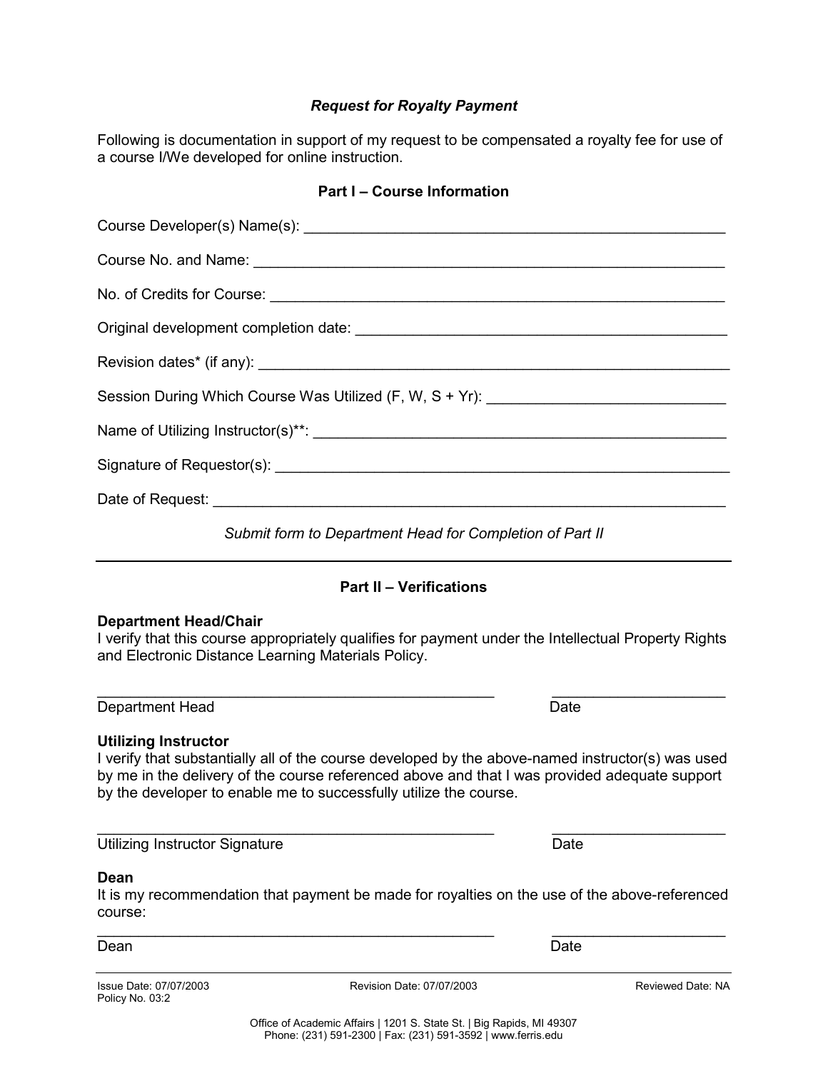### *Request for Royalty Payment*

Following is documentation in support of my request to be compensated a royalty fee for use of a course I/We developed for online instruction.

#### Part I – Course Information

Course Developer(s) Name(s): ____________________________________________________

Course No. and Name: ________________________________________________________

No. of Credits for Course: _______________________________________________________

Original development completion date: ____________________________________________

Revision dates* (if any): _______________________________________________________

Session During Which Course Was Utilized (F, W, S + Yr): ___________________________

Name of Utilizing Instructor(s)**: ________________________________________________

Signature of Requestor(s): _____________________________________________________

Date of Request: _____________________________________________________________

*Submit form to Department Head for Completion of Part II*

---

#### Part II – Verifications

**Department Head/Chair**
I verify that this course appropriately qualifies for payment under the Intellectual Property Rights and Electronic Distance Learning Materials Policy.

_______________________________________________ ____________________
Department Head Date

**Utilizing Instructor**
I verify that substantially all of the course developed by the above-named instructor(s) was used by me in the delivery of the course referenced above and that I was provided adequate support by the developer to enable me to successfully utilize the course.

_______________________________________________ ____________________
Utilizing Instructor Signature Date

**Dean**
It is my recommendation that payment be made for royalties on the use of the above-referenced course:

_______________________________________________ ____________________
Dean Date

---

Issue Date: 07/07/2003 Revision Date: 07/07/2003 Reviewed Date: NA
Policy No. 03:2

Office of Academic Affairs | 1201 S. State St. | Big Rapids, MI 49307
Phone: (231) 591-2300 | Fax: (231) 591-3592 | www.ferris.edu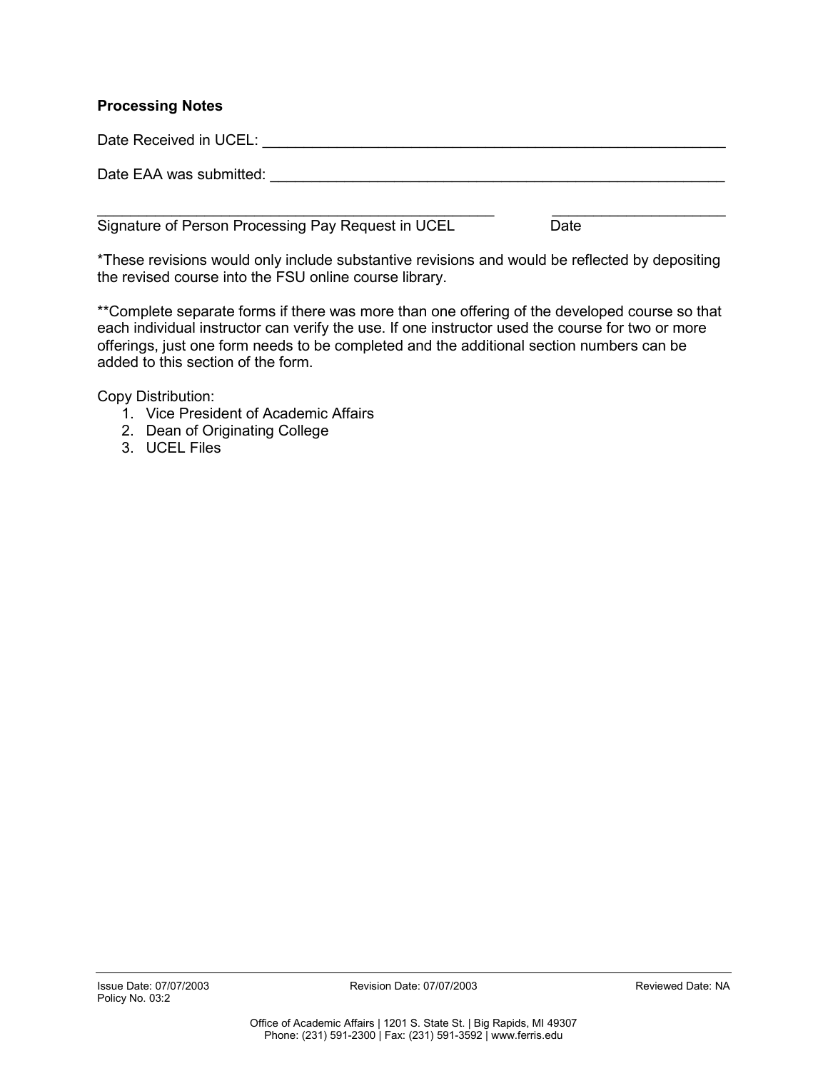**Processing Notes**

Date Received in UCEL: ___________________________________________________________

Date EAA was submitted: __________________________________________________________

_________________________________________________ _____________________

Signature of Person Processing Pay Request in UCEL Date

*These revisions would only include substantive revisions and would be reflected by depositing the revised course into the FSU online course library.

**Complete separate forms if there was more than one offering of the developed course so that each individual instructor can verify the use. If one instructor used the course for two or more offerings, just one form needs to be completed and the additional section numbers can be added to this section of the form.

Copy Distribution:

1. Vice President of Academic Affairs
2. Dean of Originating College
3. UCEL Files